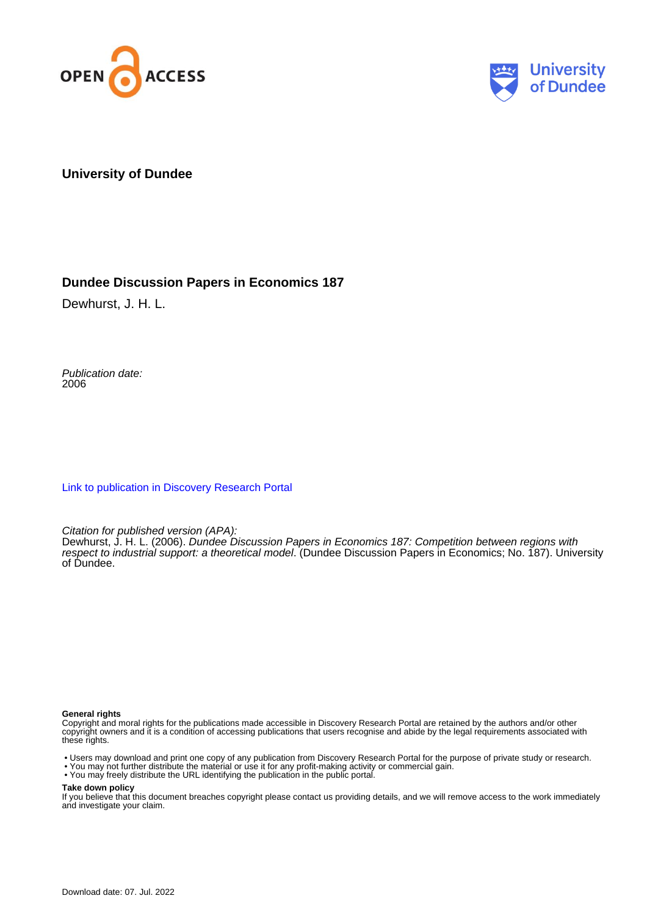University of Dundee

## Dundee Discussion Papers in Economics 187

Dewhurst, J. H. L.

*Publication date:*
2006

Link to publication in Discovery Research Portal

*Citation for published version (APA):*
Dewhurst, J. H. L. (2006). *Dundee Discussion Papers in Economics 187: Competition between regions with respect to industrial support: a theoretical model*. (Dundee Discussion Papers in Economics; No. 187). University of Dundee.

**General rights**
Copyright and moral rights for the publications made accessible in Discovery Research Portal are retained by the authors and/or other copyright owners and it is a condition of accessing publications that users recognise and abide by the legal requirements associated with these rights.

- Users may download and print one copy of any publication from Discovery Research Portal for the purpose of private study or research.
- You may not further distribute the material or use it for any profit-making activity or commercial gain.
- You may freely distribute the URL identifying the publication in the public portal.

**Take down policy**
If you believe that this document breaches copyright please contact us providing details, and we will remove access to the work immediately and investigate your claim.

Download date: 07. Jul. 2022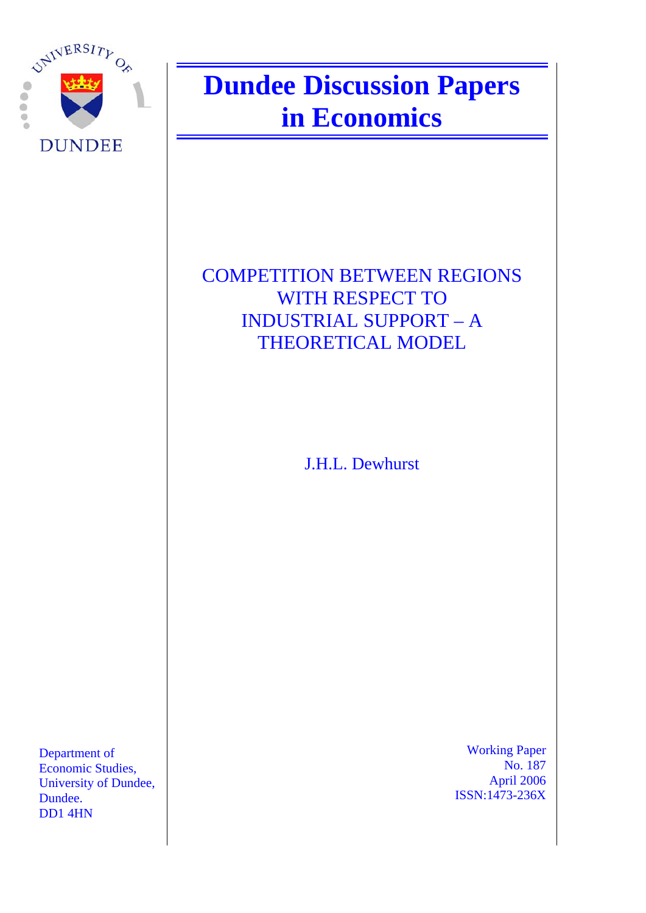# Dundee Discussion Papers in Economics

## COMPETITION BETWEEN REGIONS WITH RESPECT TO INDUSTRIAL SUPPORT – A THEORETICAL MODEL

J.H.L. Dewhurst

Department of Economic Studies,
University of Dundee,
Dundee.
DD1 4HN

Working Paper
No. 187
April 2006
ISSN:1473-236X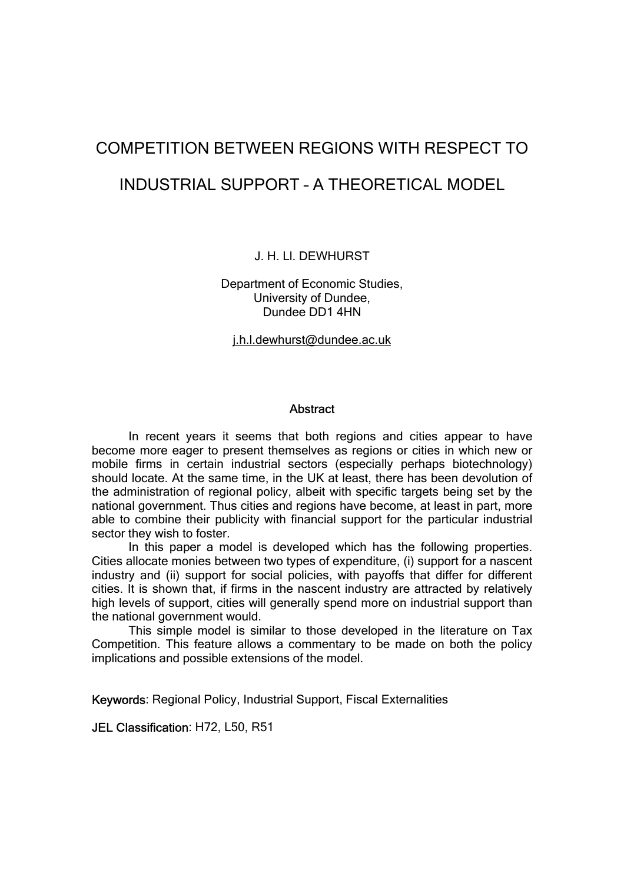# COMPETITION BETWEEN REGIONS WITH RESPECT TO INDUSTRIAL SUPPORT – A THEORETICAL MODEL

J. H. Ll. DEWHURST

Department of Economic Studies,
University of Dundee,
Dundee DD1 4HN

j.h.l.dewhurst@dundee.ac.uk

## Abstract

In recent years it seems that both regions and cities appear to have become more eager to present themselves as regions or cities in which new or mobile firms in certain industrial sectors (especially perhaps biotechnology) should locate. At the same time, in the UK at least, there has been devolution of the administration of regional policy, albeit with specific targets being set by the national government. Thus cities and regions have become, at least in part, more able to combine their publicity with financial support for the particular industrial sector they wish to foster.

In this paper a model is developed which has the following properties. Cities allocate monies between two types of expenditure, (i) support for a nascent industry and (ii) support for social policies, with payoffs that differ for different cities. It is shown that, if firms in the nascent industry are attracted by relatively high levels of support, cities will generally spend more on industrial support than the national government would.

This simple model is similar to those developed in the literature on Tax Competition. This feature allows a commentary to be made on both the policy implications and possible extensions of the model.

**Keywords**: Regional Policy, Industrial Support, Fiscal Externalities

**JEL Classification**: H72, L50, R51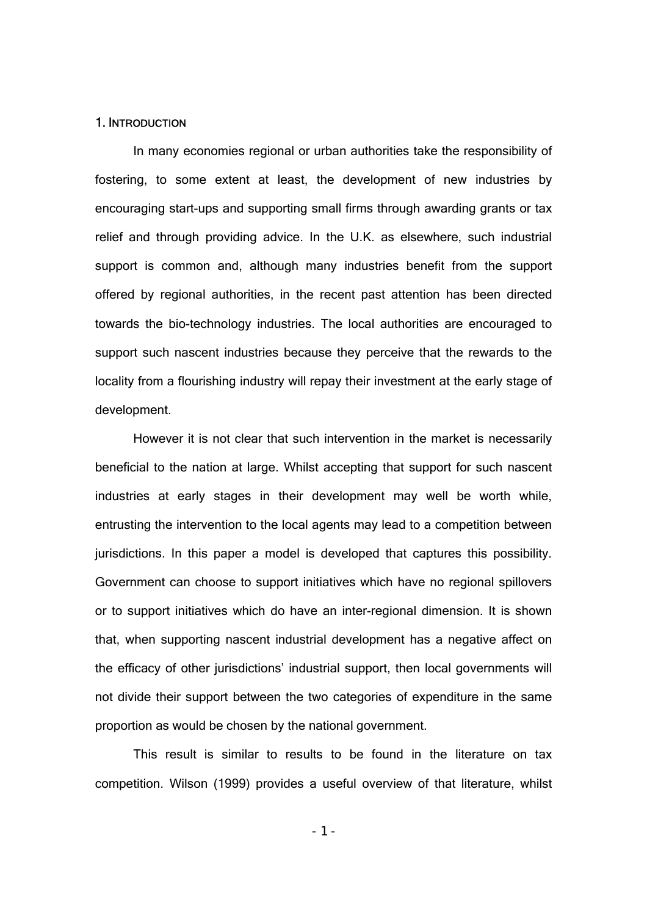## 1. Introduction

In many economies regional or urban authorities take the responsibility of fostering, to some extent at least, the development of new industries by encouraging start-ups and supporting small firms through awarding grants or tax relief and through providing advice. In the U.K. as elsewhere, such industrial support is common and, although many industries benefit from the support offered by regional authorities, in the recent past attention has been directed towards the bio-technology industries. The local authorities are encouraged to support such nascent industries because they perceive that the rewards to the locality from a flourishing industry will repay their investment at the early stage of development.

However it is not clear that such intervention in the market is necessarily beneficial to the nation at large. Whilst accepting that support for such nascent industries at early stages in their development may well be worth while, entrusting the intervention to the local agents may lead to a competition between jurisdictions. In this paper a model is developed that captures this possibility. Government can choose to support initiatives which have no regional spillovers or to support initiatives which do have an inter-regional dimension. It is shown that, when supporting nascent industrial development has a negative affect on the efficacy of other jurisdictions' industrial support, then local governments will not divide their support between the two categories of expenditure in the same proportion as would be chosen by the national government.

This result is similar to results to be found in the literature on tax competition. Wilson (1999) provides a useful overview of that literature, whilst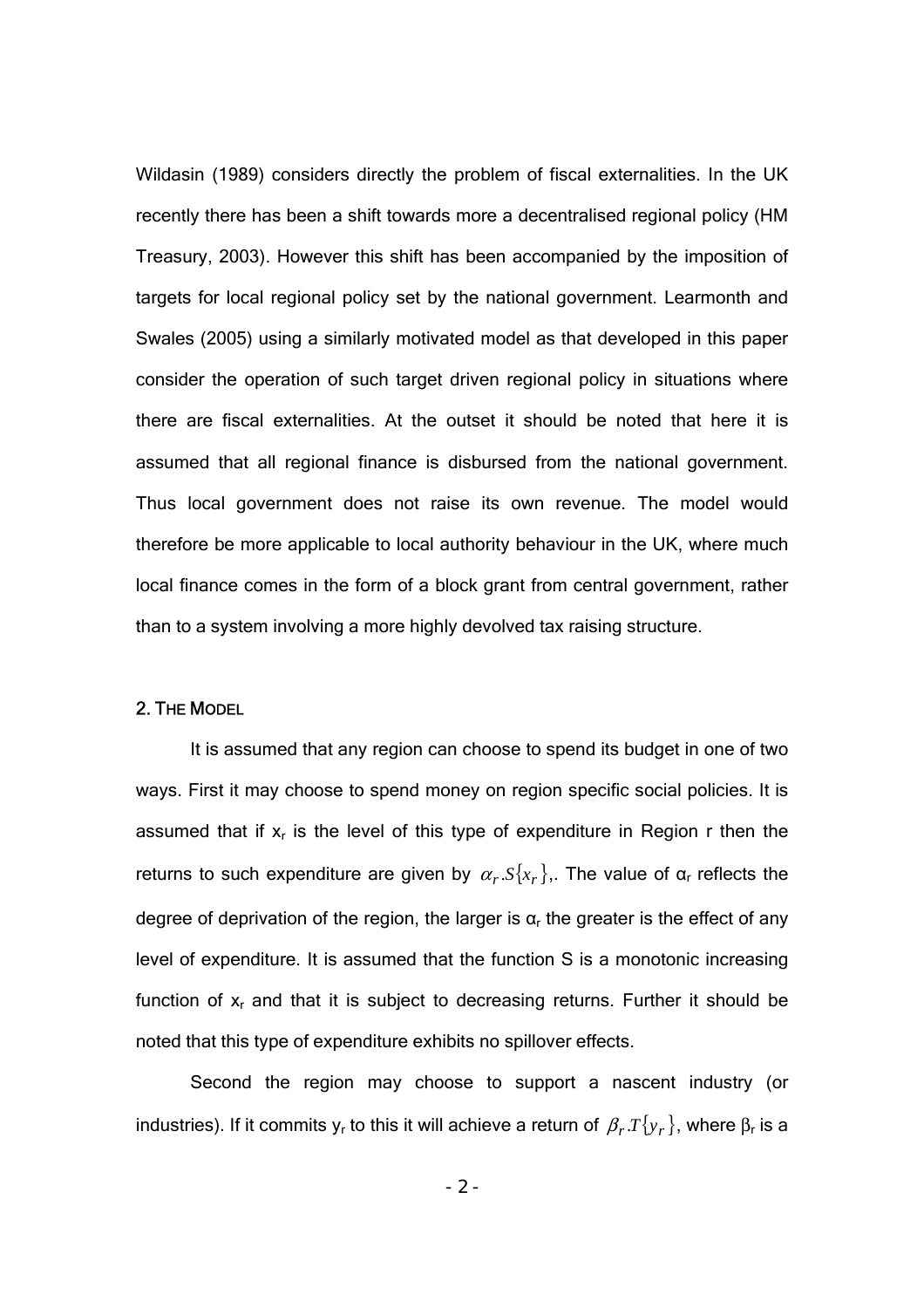Wildasin (1989) considers directly the problem of fiscal externalities. In the UK recently there has been a shift towards more a decentralised regional policy (HM Treasury, 2003). However this shift has been accompanied by the imposition of targets for local regional policy set by the national government. Learmonth and Swales (2005) using a similarly motivated model as that developed in this paper consider the operation of such target driven regional policy in situations where there are fiscal externalities. At the outset it should be noted that here it is assumed that all regional finance is disbursed from the national government. Thus local government does not raise its own revenue. The model would therefore be more applicable to local authority behaviour in the UK, where much local finance comes in the form of a block grant from central government, rather than to a system involving a more highly devolved tax raising structure.

## 2. The Model

It is assumed that any region can choose to spend its budget in one of two ways. First it may choose to spend money on region specific social policies. It is assumed that if $x_r$ is the level of this type of expenditure in Region r then the returns to such expenditure are given by $\alpha_r.S\{x_r\}$,. The value of $\alpha_r$ reflects the degree of deprivation of the region, the larger is $\alpha_r$ the greater is the effect of any level of expenditure. It is assumed that the function S is a monotonic increasing function of $x_r$ and that it is subject to decreasing returns. Further it should be noted that this type of expenditure exhibits no spillover effects.

Second the region may choose to support a nascent industry (or industries). If it commits $y_r$ to this it will achieve a return of $\beta_r.T\{y_r\}$, where $\beta_r$ is a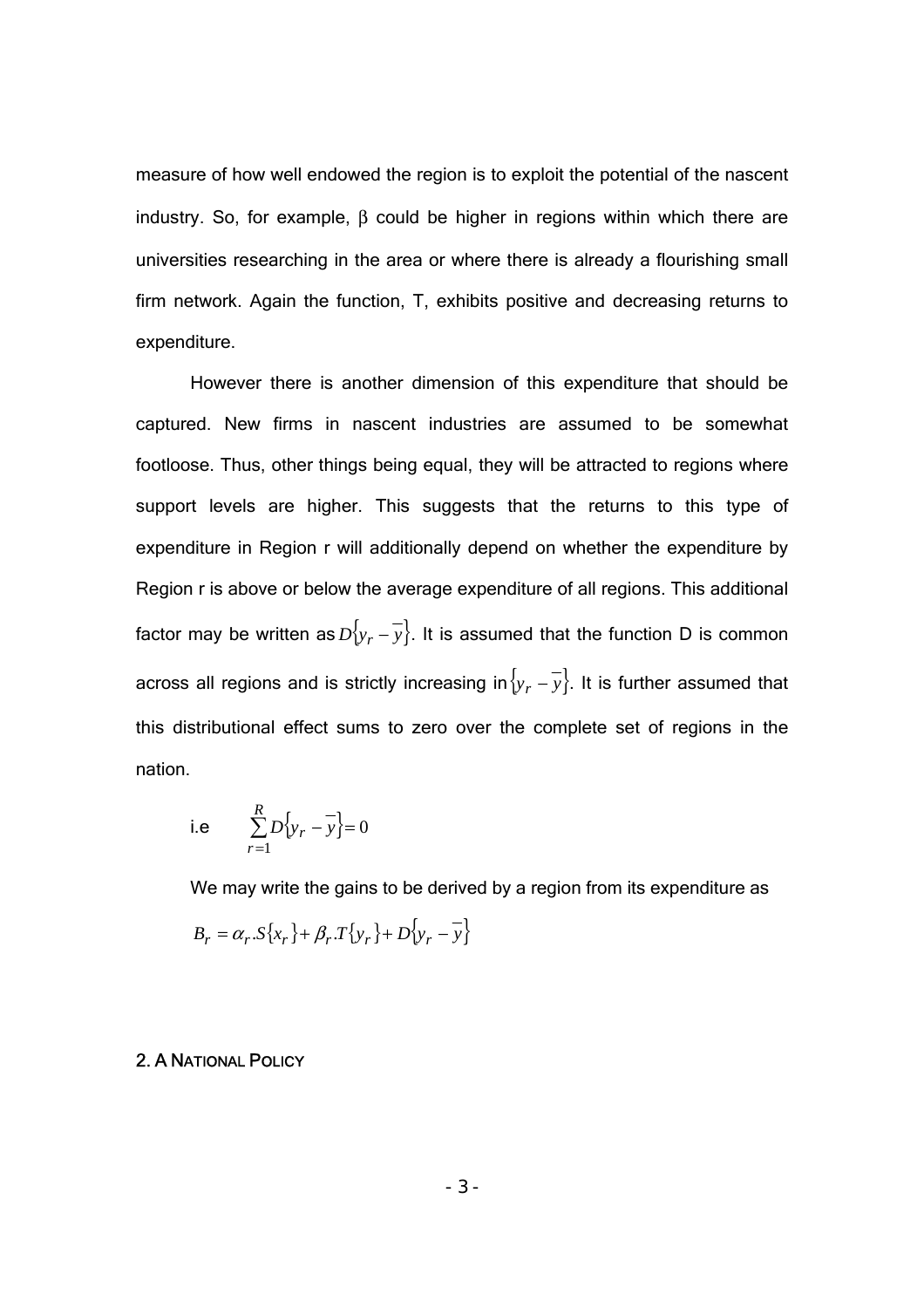measure of how well endowed the region is to exploit the potential of the nascent industry. So, for example, $\beta$ could be higher in regions within which there are universities researching in the area or where there is already a flourishing small firm network. Again the function, T, exhibits positive and decreasing returns to expenditure.

However there is another dimension of this expenditure that should be captured. New firms in nascent industries are assumed to be somewhat footloose. Thus, other things being equal, they will be attracted to regions where support levels are higher. This suggests that the returns to this type of expenditure in Region r will additionally depend on whether the expenditure by Region r is above or below the average expenditure of all regions. This additional factor may be written as $D\{y_r - \overline{y}\}$. It is assumed that the function D is common across all regions and is strictly increasing in $\{y_r - \overline{y}\}$. It is further assumed that this distributional effect sums to zero over the complete set of regions in the nation.

i.e $$\sum_{r=1}^{R} D\{y_r - \overline{y}\} = 0$$

We may write the gains to be derived by a region from its expenditure as

$$B_r = \alpha_r . S\{x_r\} + \beta_r . T\{y_r\} + D\{y_r - \overline{y}\}$$

## 2. A National Policy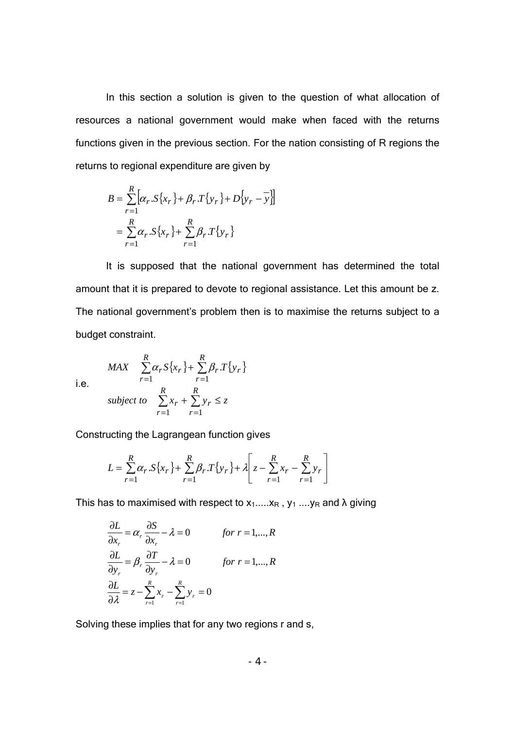In this section a solution is given to the question of what allocation of resources a national government would make when faced with the returns functions given in the previous section. For the nation consisting of R regions the returns to regional expenditure are given by

$$B = \sum_{r=1}^{R} \left[ \alpha_r . S\{x_r\} + \beta_r . T\{y_r\} + D\{y_r - \overline{y}\} \right]$$
$$= \sum_{r=1}^{R} \alpha_r . S\{x_r\} + \sum_{r=1}^{R} \beta_r . T\{y_r\}$$

It is supposed that the national government has determined the total amount that it is prepared to devote to regional assistance. Let this amount be z. The national government's problem then is to maximise the returns subject to a budget constraint.

i.e.

$$MAX \quad \sum_{r=1}^{R} \alpha_r S\{x_r\} + \sum_{r=1}^{R} \beta_r . T\{y_r\}$$
$$subject\ to \quad \sum_{r=1}^{R} x_r + \sum_{r=1}^{R} y_r \leq z$$

Constructing the Lagrangean function gives

$$L = \sum_{r=1}^{R} \alpha_r . S\{x_r\} + \sum_{r=1}^{R} \beta_r . T\{y_r\} + \lambda \left[ z - \sum_{r=1}^{R} x_r - \sum_{r=1}^{R} y_r \right]$$

This has to maximised with respect to $x_1 \ldots x_R$ , $y_1 \ldots y_R$ and $\lambda$ giving

$$\frac{\partial L}{\partial x_r} = \alpha_r \frac{\partial S}{\partial x_r} - \lambda = 0 \qquad for\ r = 1,\ldots,R$$
$$\frac{\partial L}{\partial y_r} = \beta_r \frac{\partial T}{\partial y_r} - \lambda = 0 \qquad for\ r = 1,\ldots,R$$
$$\frac{\partial L}{\partial \lambda} = z - \sum_{r=1}^{R} x_r - \sum_{r=1}^{R} y_r = 0$$

Solving these implies that for any two regions r and s,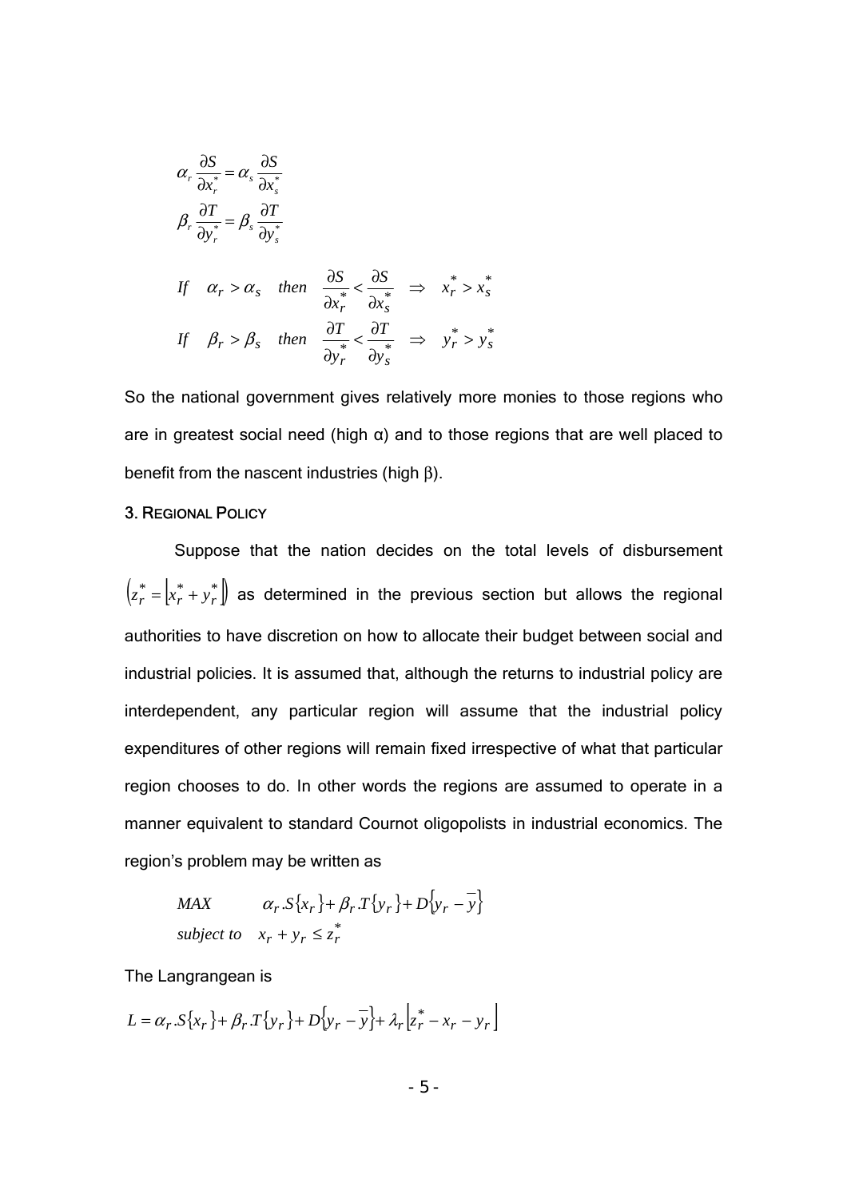$$\alpha_r \frac{\partial S}{\partial x_r^*} = \alpha_s \frac{\partial S}{\partial x_s^*}$$

$$\beta_r \frac{\partial T}{\partial y_r^*} = \beta_s \frac{\partial T}{\partial y_s^*}$$

$$If \quad \alpha_r > \alpha_s \quad then \quad \frac{\partial S}{\partial x_r^*} < \frac{\partial S}{\partial x_s^*} \quad \Rightarrow \quad x_r^* > x_s^*$$

$$If \quad \beta_r > \beta_s \quad then \quad \frac{\partial T}{\partial y_r^*} < \frac{\partial T}{\partial y_s^*} \quad \Rightarrow \quad y_r^* > y_s^*$$

So the national government gives relatively more monies to those regions who are in greatest social need (high α) and to those regions that are well placed to benefit from the nascent industries (high β).

## 3. Regional Policy

Suppose that the nation decides on the total levels of disbursement $\left(z_r^* = \left[x_r^* + y_r^*\right]\right)$ as determined in the previous section but allows the regional authorities to have discretion on how to allocate their budget between social and industrial policies. It is assumed that, although the returns to industrial policy are interdependent, any particular region will assume that the industrial policy expenditures of other regions will remain fixed irrespective of what that particular region chooses to do. In other words the regions are assumed to operate in a manner equivalent to standard Cournot oligopolists in industrial economics. The region's problem may be written as

$$\begin{aligned} &MAX && \alpha_r.S\{x_r\} + \beta_r.T\{y_r\} + D\{y_r - \overline{y}\} \\ &subject\ to && x_r + y_r \leq z_r^* \end{aligned}$$

The Langrangean is

$$L = \alpha_r.S\{x_r\} + \beta_r.T\{y_r\} + D\{y_r - \overline{y}\} + \lambda_r\left[z_r^* - x_r - y_r\right]$$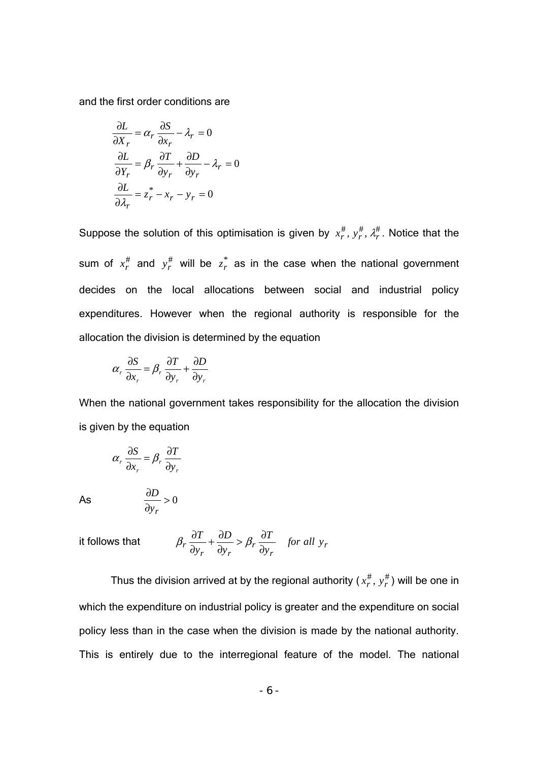and the first order conditions are

$$\frac{\partial L}{\partial X_r} = \alpha_r \frac{\partial S}{\partial x_r} - \lambda_r = 0$$

$$\frac{\partial L}{\partial Y_r} = \beta_r \frac{\partial T}{\partial y_r} + \frac{\partial D}{\partial y_r} - \lambda_r = 0$$

$$\frac{\partial L}{\partial \lambda_r} = z_r^* - x_r - y_r = 0$$

Suppose the solution of this optimisation is given by $x_r^{\#}, y_r^{\#}, \lambda_r^{\#}$. Notice that the sum of $x_r^{\#}$ and $y_r^{\#}$ will be $z_r^*$ as in the case when the national government decides on the local allocations between social and industrial policy expenditures. However when the regional authority is responsible for the allocation the division is determined by the equation

$$\alpha_r \frac{\partial S}{\partial x_r} = \beta_r \frac{\partial T}{\partial y_r} + \frac{\partial D}{\partial y_r}$$

When the national government takes responsibility for the allocation the division is given by the equation

$$\alpha_r \frac{\partial S}{\partial x_r} = \beta_r \frac{\partial T}{\partial y_r}$$

As $\qquad \dfrac{\partial D}{\partial y_r} > 0$

it follows that $\qquad \beta_r \dfrac{\partial T}{\partial y_r} + \dfrac{\partial D}{\partial y_r} > \beta_r \dfrac{\partial T}{\partial y_r} \quad for\ all\ y_r$

Thus the division arrived at by the regional authority ($x_r^{\#}, y_r^{\#}$) will be one in which the expenditure on industrial policy is greater and the expenditure on social policy less than in the case when the division is made by the national authority. This is entirely due to the interregional feature of the model. The national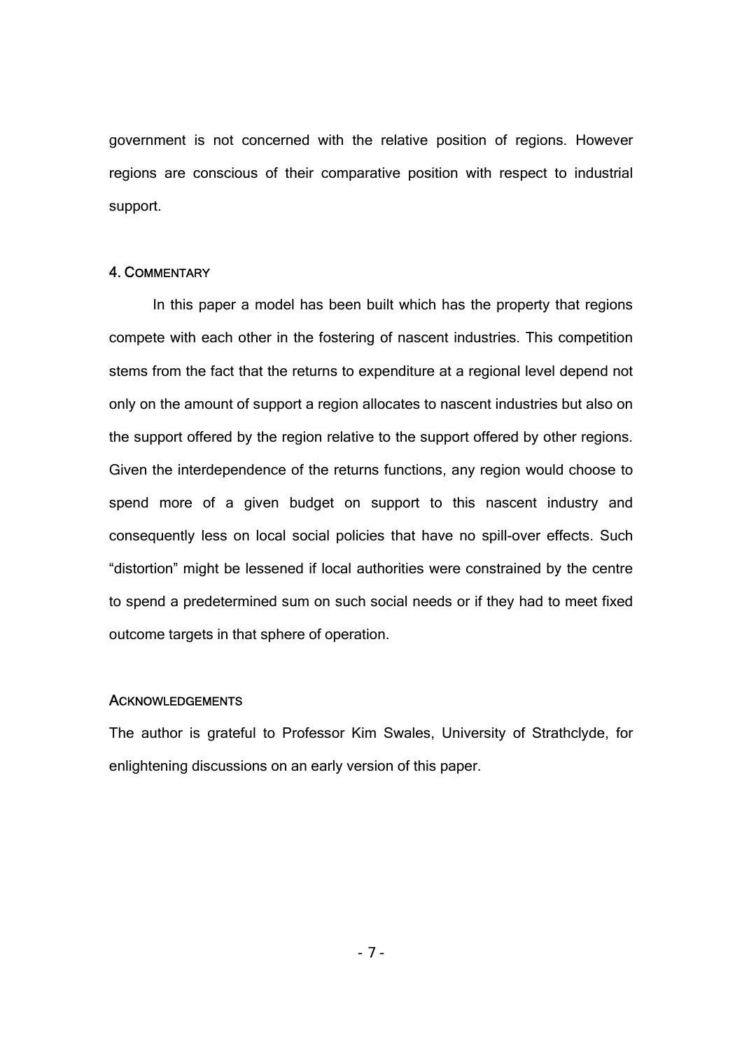government is not concerned with the relative position of regions. However regions are conscious of their comparative position with respect to industrial support.

## 4. Commentary

In this paper a model has been built which has the property that regions compete with each other in the fostering of nascent industries. This competition stems from the fact that the returns to expenditure at a regional level depend not only on the amount of support a region allocates to nascent industries but also on the support offered by the region relative to the support offered by other regions. Given the interdependence of the returns functions, any region would choose to spend more of a given budget on support to this nascent industry and consequently less on local social policies that have no spill-over effects. Such "distortion" might be lessened if local authorities were constrained by the centre to spend a predetermined sum on such social needs or if they had to meet fixed outcome targets in that sphere of operation.

## Acknowledgements

The author is grateful to Professor Kim Swales, University of Strathclyde, for enlightening discussions on an early version of this paper.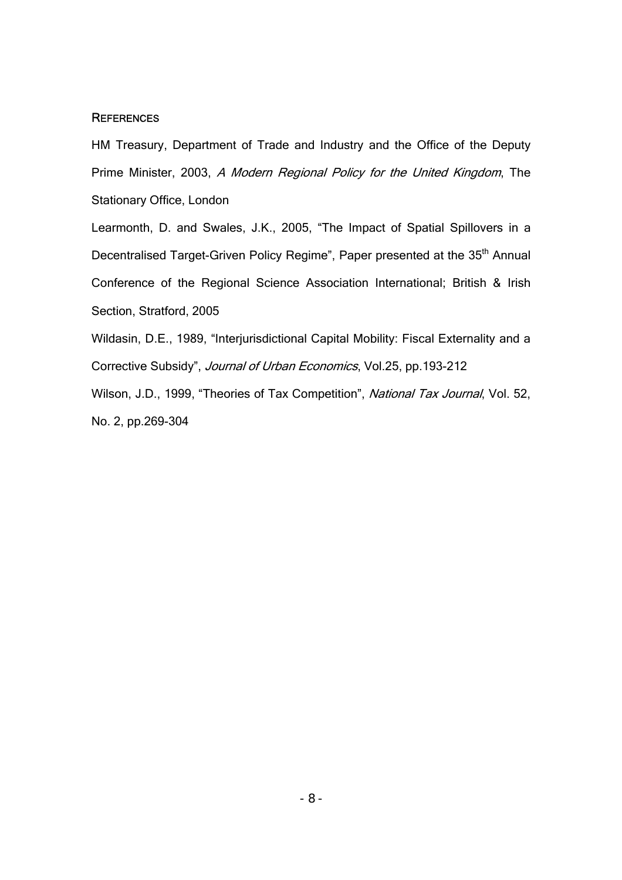## References

HM Treasury, Department of Trade and Industry and the Office of the Deputy Prime Minister, 2003, *A Modern Regional Policy for the United Kingdom*, The Stationary Office, London

Learmonth, D. and Swales, J.K., 2005, "The Impact of Spatial Spillovers in a Decentralised Target-Griven Policy Regime", Paper presented at the 35th Annual Conference of the Regional Science Association International; British & Irish Section, Stratford, 2005

Wildasin, D.E., 1989, "Interjurisdictional Capital Mobility: Fiscal Externality and a Corrective Subsidy", *Journal of Urban Economics*, Vol.25, pp.193-212

Wilson, J.D., 1999, "Theories of Tax Competition", *National Tax Journal*, Vol. 52, No. 2, pp.269-304